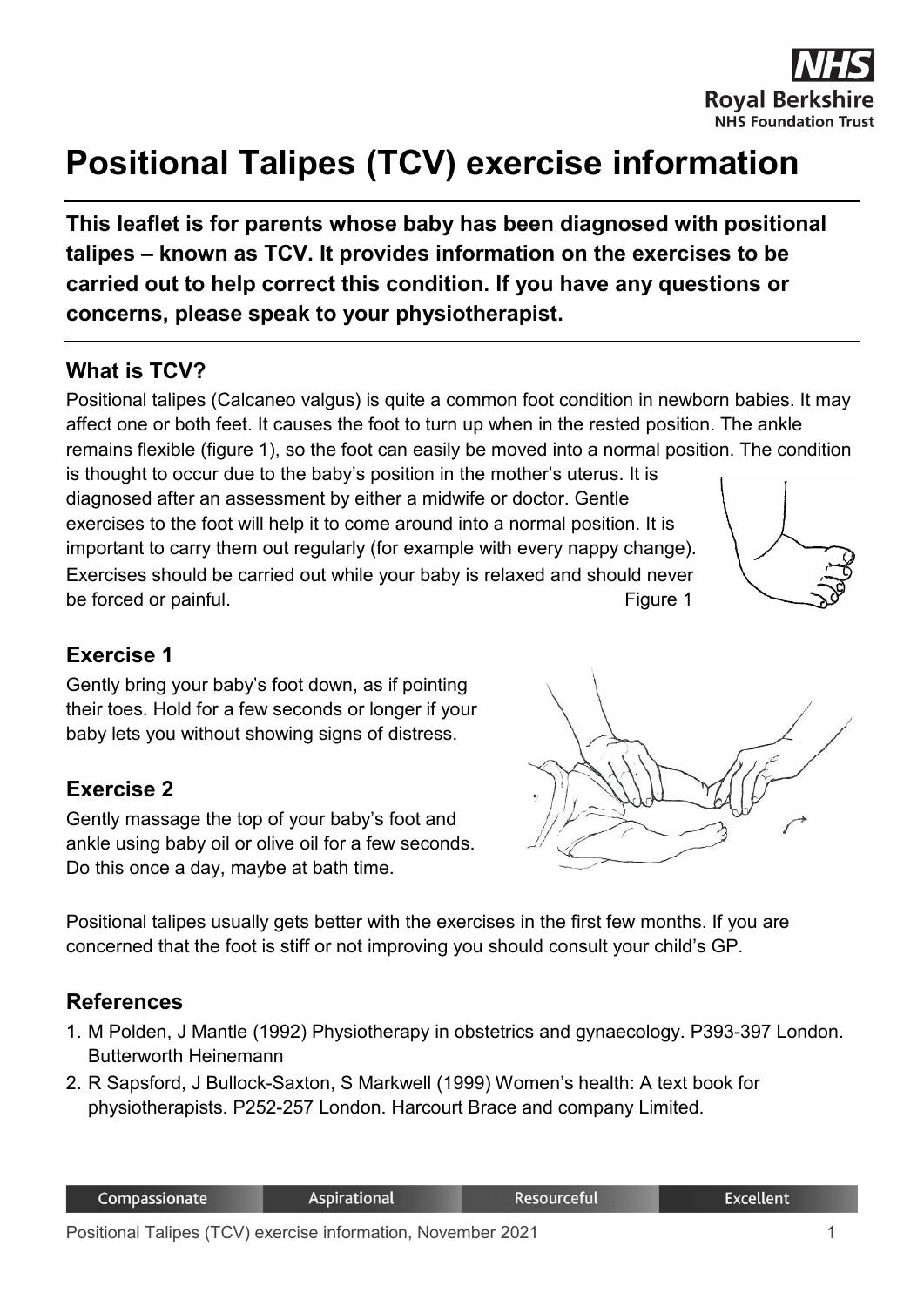# Positional Talipes (TCV) exercise information

**This leaflet is for parents whose baby has been diagnosed with positional talipes – known as TCV. It provides information on the exercises to be carried out to help correct this condition. If you have any questions or concerns, please speak to your physiotherapist.**

## What is TCV?

Positional talipes (Calcaneo valgus) is quite a common foot condition in newborn babies. It may affect one or both feet. It causes the foot to turn up when in the rested position. The ankle remains flexible (figure 1), so the foot can easily be moved into a normal position. The condition is thought to occur due to the baby's position in the mother's uterus. It is diagnosed after an assessment by either a midwife or doctor. Gentle exercises to the foot will help it to come around into a normal position. It is important to carry them out regularly (for example with every nappy change). Exercises should be carried out while your baby is relaxed and should never be forced or painful.

Figure 1

## Exercise 1

Gently bring your baby's foot down, as if pointing their toes. Hold for a few seconds or longer if your baby lets you without showing signs of distress.

## Exercise 2

Gently massage the top of your baby's foot and ankle using baby oil or olive oil for a few seconds. Do this once a day, maybe at bath time.

Positional talipes usually gets better with the exercises in the first few months. If you are concerned that the foot is stiff or not improving you should consult your child's GP.

## References

1. M Polden, J Mantle (1992) Physiotherapy in obstetrics and gynaecology. P393-397 London. Butterworth Heinemann
2. R Sapsford, J Bullock-Saxton, S Markwell (1999) Women's health: A text book for physiotherapists. P252-257 London. Harcourt Brace and company Limited.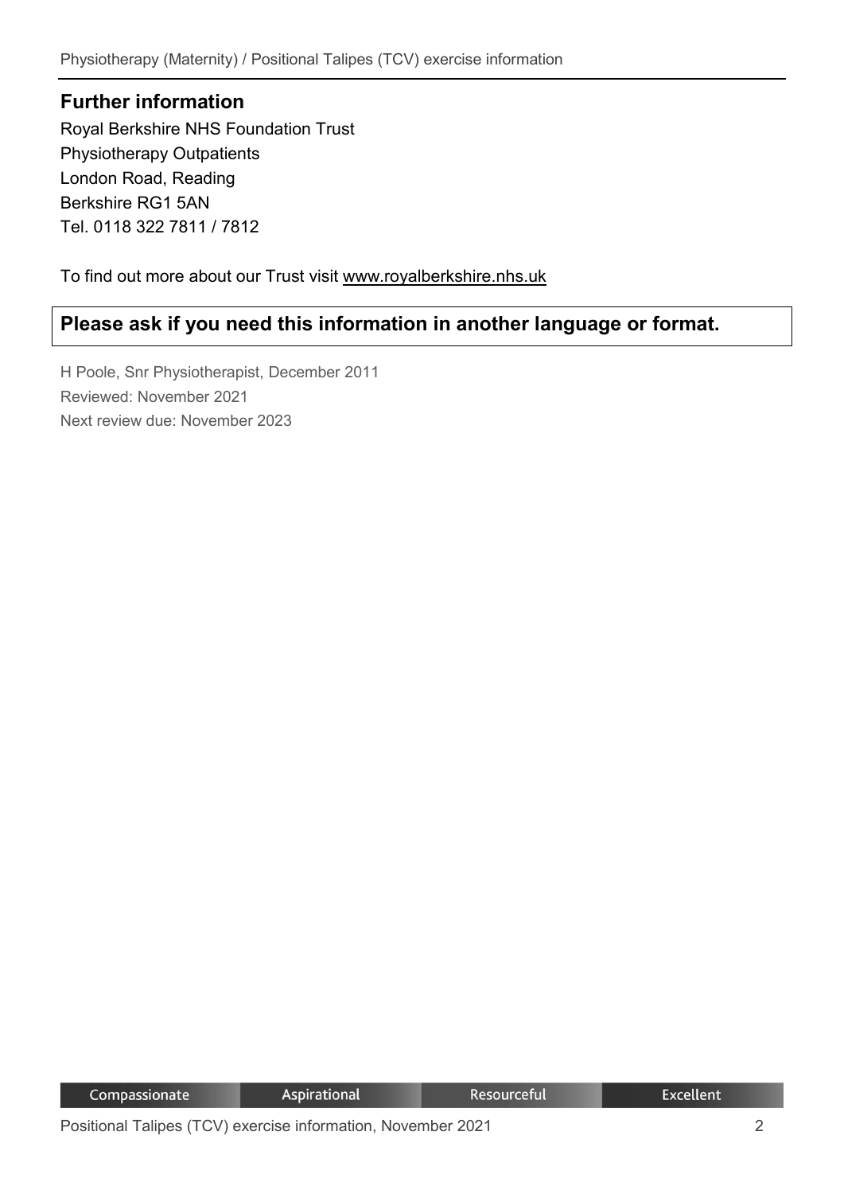## Further information

Royal Berkshire NHS Foundation Trust
Physiotherapy Outpatients
London Road, Reading
Berkshire RG1 5AN
Tel. 0118 322 7811 / 7812

To find out more about our Trust visit www.royalberkshire.nhs.uk

**Please ask if you need this information in another language or format.**

H Poole, Snr Physiotherapist, December 2011
Reviewed: November 2021
Next review due: November 2023

Compassionate | Aspirational | Resourceful | Excellent